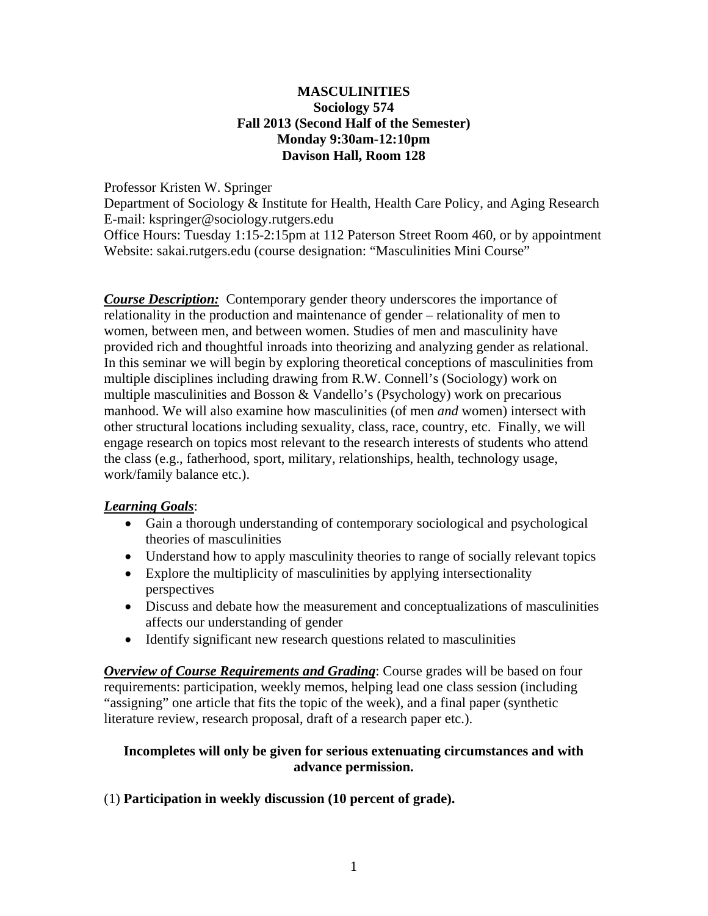**MASCULINITIES**
**Sociology 574**
**Fall 2013 (Second Half of the Semester)**
**Monday 9:30am-12:10pm**
**Davison Hall, Room 128**

Professor Kristen W. Springer
Department of Sociology & Institute for Health, Health Care Policy, and Aging Research
E-mail: kspringer@sociology.rutgers.edu
Office Hours: Tuesday 1:15-2:15pm at 112 Paterson Street Room 460, or by appointment
Website: sakai.rutgers.edu (course designation: "Masculinities Mini Course"

***Course Description:*** Contemporary gender theory underscores the importance of relationality in the production and maintenance of gender – relationality of men to women, between men, and between women. Studies of men and masculinity have provided rich and thoughtful inroads into theorizing and analyzing gender as relational. In this seminar we will begin by exploring theoretical conceptions of masculinities from multiple disciplines including drawing from R.W. Connell's (Sociology) work on multiple masculinities and Bosson & Vandello's (Psychology) work on precarious manhood. We will also examine how masculinities (of men *and* women) intersect with other structural locations including sexuality, class, race, country, etc. Finally, we will engage research on topics most relevant to the research interests of students who attend the class (e.g., fatherhood, sport, military, relationships, health, technology usage, work/family balance etc.).

***Learning Goals***:

- Gain a thorough understanding of contemporary sociological and psychological theories of masculinities
- Understand how to apply masculinity theories to range of socially relevant topics
- Explore the multiplicity of masculinities by applying intersectionality perspectives
- Discuss and debate how the measurement and conceptualizations of masculinities affects our understanding of gender
- Identify significant new research questions related to masculinities

***Overview of Course Requirements and Grading***: Course grades will be based on four requirements: participation, weekly memos, helping lead one class session (including "assigning" one article that fits the topic of the week), and a final paper (synthetic literature review, research proposal, draft of a research paper etc.).

**Incompletes will only be given for serious extenuating circumstances and with advance permission.**

(1) **Participation in weekly discussion (10 percent of grade).**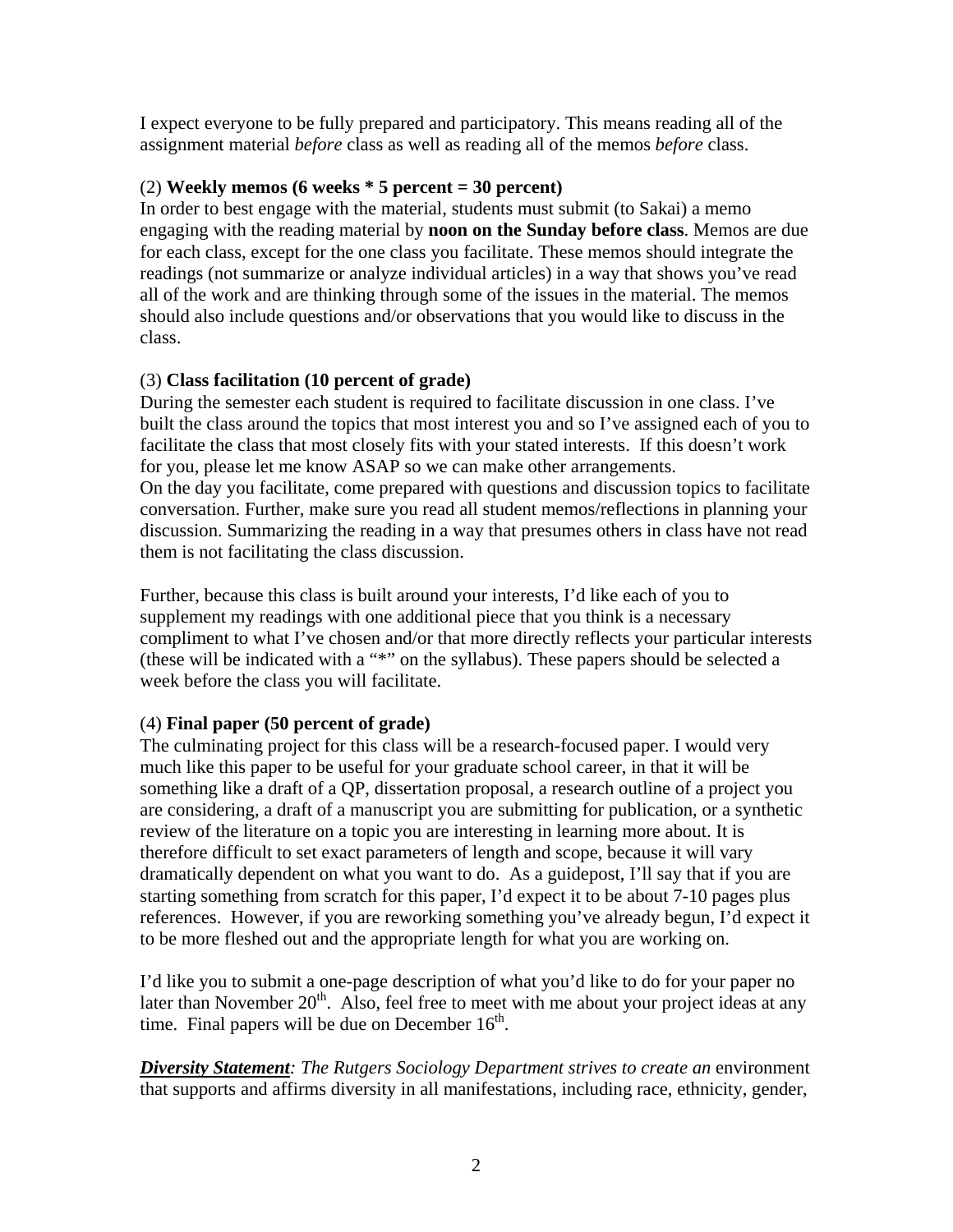I expect everyone to be fully prepared and participatory. This means reading all of the assignment material *before* class as well as reading all of the memos *before* class.

(2) **Weekly memos (6 weeks * 5 percent = 30 percent)**
In order to best engage with the material, students must submit (to Sakai) a memo engaging with the reading material by **noon on the Sunday before class**. Memos are due for each class, except for the one class you facilitate. These memos should integrate the readings (not summarize or analyze individual articles) in a way that shows you've read all of the work and are thinking through some of the issues in the material. The memos should also include questions and/or observations that you would like to discuss in the class.

(3) **Class facilitation (10 percent of grade)**
During the semester each student is required to facilitate discussion in one class. I've built the class around the topics that most interest you and so I've assigned each of you to facilitate the class that most closely fits with your stated interests. If this doesn't work for you, please let me know ASAP so we can make other arrangements.
On the day you facilitate, come prepared with questions and discussion topics to facilitate conversation. Further, make sure you read all student memos/reflections in planning your discussion. Summarizing the reading in a way that presumes others in class have not read them is not facilitating the class discussion.

Further, because this class is built around your interests, I'd like each of you to supplement my readings with one additional piece that you think is a necessary compliment to what I've chosen and/or that more directly reflects your particular interests (these will be indicated with a "*" on the syllabus). These papers should be selected a week before the class you will facilitate.

(4) **Final paper (50 percent of grade)**
The culminating project for this class will be a research-focused paper. I would very much like this paper to be useful for your graduate school career, in that it will be something like a draft of a QP, dissertation proposal, a research outline of a project you are considering, a draft of a manuscript you are submitting for publication, or a synthetic review of the literature on a topic you are interesting in learning more about. It is therefore difficult to set exact parameters of length and scope, because it will vary dramatically dependent on what you want to do. As a guidepost, I'll say that if you are starting something from scratch for this paper, I'd expect it to be about 7-10 pages plus references. However, if you are reworking something you've already begun, I'd expect it to be more fleshed out and the appropriate length for what you are working on.

I'd like you to submit a one-page description of what you'd like to do for your paper no later than November 20th. Also, feel free to meet with me about your project ideas at any time. Final papers will be due on December 16th.

***Diversity Statement**: The Rutgers Sociology Department strives to create an* environment that supports and affirms diversity in all manifestations, including race, ethnicity, gender,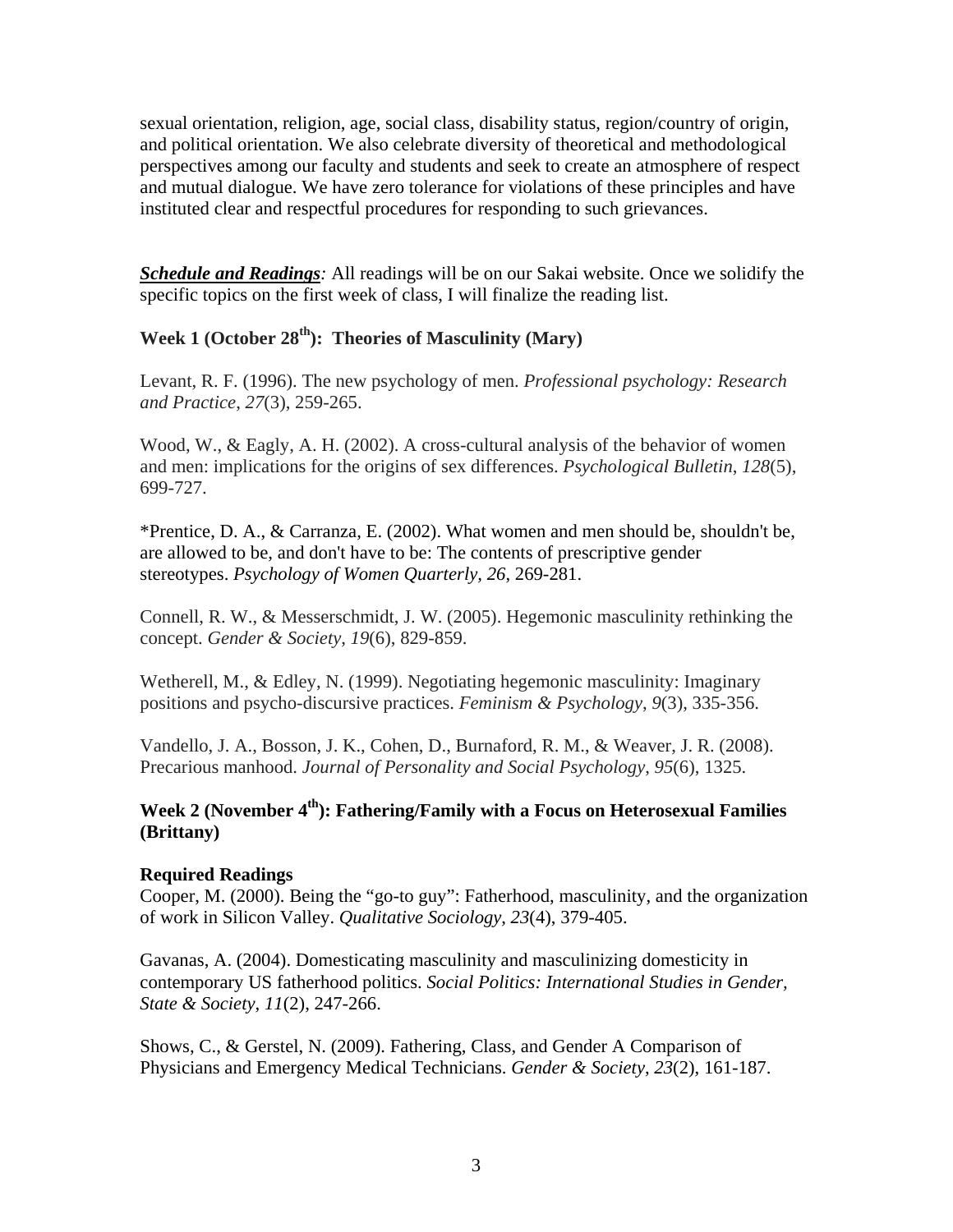sexual orientation, religion, age, social class, disability status, region/country of origin, and political orientation. We also celebrate diversity of theoretical and methodological perspectives among our faculty and students and seek to create an atmosphere of respect and mutual dialogue. We have zero tolerance for violations of these principles and have instituted clear and respectful procedures for responding to such grievances.

***Schedule and Readings****:* All readings will be on our Sakai website. Once we solidify the specific topics on the first week of class, I will finalize the reading list.

### Week 1 (October 28th): Theories of Masculinity (Mary)

Levant, R. F. (1996). The new psychology of men. *Professional psychology: Research and Practice*, *27*(3), 259-265.

Wood, W., & Eagly, A. H. (2002). A cross-cultural analysis of the behavior of women and men: implications for the origins of sex differences. *Psychological Bulletin*, *128*(5), 699-727.

*Prentice, D. A., & Carranza, E. (2002). What women and men should be, shouldn't be, are allowed to be, and don't have to be: The contents of prescriptive gender stereotypes. *Psychology of Women Quarterly, 26*, 269-281.

Connell, R. W., & Messerschmidt, J. W. (2005). Hegemonic masculinity rethinking the concept. *Gender & Society*, *19*(6), 829-859.

Wetherell, M., & Edley, N. (1999). Negotiating hegemonic masculinity: Imaginary positions and psycho-discursive practices. *Feminism & Psychology*, *9*(3), 335-356.

Vandello, J. A., Bosson, J. K., Cohen, D., Burnaford, R. M., & Weaver, J. R. (2008). Precarious manhood. *Journal of Personality and Social Psychology*, *95*(6), 1325.

### Week 2 (November 4th): Fathering/Family with a Focus on Heterosexual Families (Brittany)

**Required Readings**

Cooper, M. (2000). Being the "go-to guy": Fatherhood, masculinity, and the organization of work in Silicon Valley. *Qualitative Sociology*, *23*(4), 379-405.

Gavanas, A. (2004). Domesticating masculinity and masculinizing domesticity in contemporary US fatherhood politics. *Social Politics: International Studies in Gender, State & Society*, *11*(2), 247-266.

Shows, C., & Gerstel, N. (2009). Fathering, Class, and Gender A Comparison of Physicians and Emergency Medical Technicians. *Gender & Society*, *23*(2), 161-187.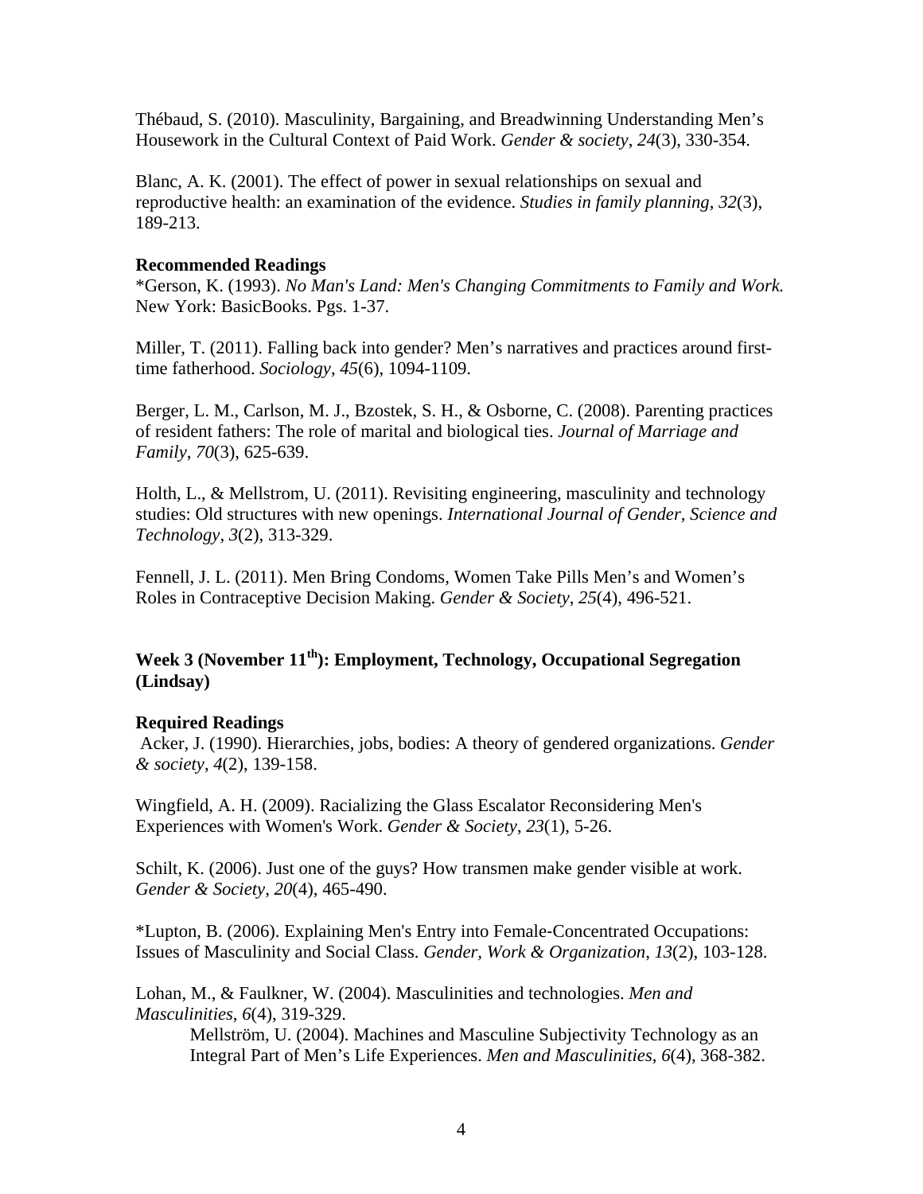Thébaud, S. (2010). Masculinity, Bargaining, and Breadwinning Understanding Men's Housework in the Cultural Context of Paid Work. *Gender & society*, *24*(3), 330-354.

Blanc, A. K. (2001). The effect of power in sexual relationships on sexual and reproductive health: an examination of the evidence. *Studies in family planning*, *32*(3), 189-213.

**Recommended Readings**

*Gerson, K. (1993). *No Man's Land: Men's Changing Commitments to Family and Work.* New York: BasicBooks. Pgs. 1-37.

Miller, T. (2011). Falling back into gender? Men's narratives and practices around first-time fatherhood. *Sociology*, *45*(6), 1094-1109.

Berger, L. M., Carlson, M. J., Bzostek, S. H., & Osborne, C. (2008). Parenting practices of resident fathers: The role of marital and biological ties. *Journal of Marriage and Family*, *70*(3), 625-639.

Holth, L., & Mellstrom, U. (2011). Revisiting engineering, masculinity and technology studies: Old structures with new openings. *International Journal of Gender, Science and Technology*, *3*(2), 313-329.

Fennell, J. L. (2011). Men Bring Condoms, Women Take Pills Men's and Women's Roles in Contraceptive Decision Making. *Gender & Society*, *25*(4), 496-521.

## Week 3 (November 11th): Employment, Technology, Occupational Segregation (Lindsay)

**Required Readings**

Acker, J. (1990). Hierarchies, jobs, bodies: A theory of gendered organizations. *Gender & society*, *4*(2), 139-158.

Wingfield, A. H. (2009). Racializing the Glass Escalator Reconsidering Men's Experiences with Women's Work. *Gender & Society*, *23*(1), 5-26.

Schilt, K. (2006). Just one of the guys? How transmen make gender visible at work. *Gender & Society*, *20*(4), 465-490.

*Lupton, B. (2006). Explaining Men's Entry into Female-Concentrated Occupations: Issues of Masculinity and Social Class. *Gender, Work & Organization*, *13*(2), 103-128.

Lohan, M., & Faulkner, W. (2004). Masculinities and technologies. *Men and Masculinities*, *6*(4), 319-329.

Mellström, U. (2004). Machines and Masculine Subjectivity Technology as an Integral Part of Men's Life Experiences. *Men and Masculinities*, *6*(4), 368-382.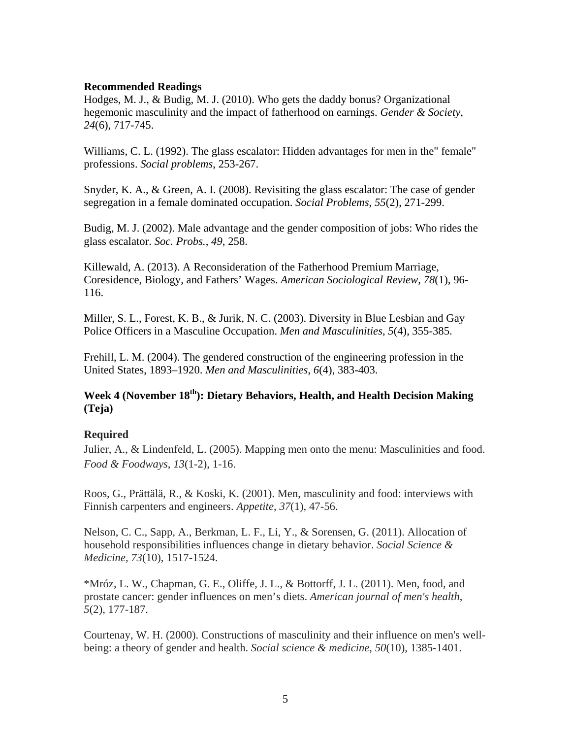**Recommended Readings**

Hodges, M. J., & Budig, M. J. (2010). Who gets the daddy bonus? Organizational hegemonic masculinity and the impact of fatherhood on earnings. *Gender & Society*, *24*(6), 717-745.

Williams, C. L. (1992). The glass escalator: Hidden advantages for men in the" female" professions. *Social problems*, 253-267.

Snyder, K. A., & Green, A. I. (2008). Revisiting the glass escalator: The case of gender segregation in a female dominated occupation. *Social Problems*, *55*(2), 271-299.

Budig, M. J. (2002). Male advantage and the gender composition of jobs: Who rides the glass escalator. *Soc. Probs.*, *49*, 258.

Killewald, A. (2013). A Reconsideration of the Fatherhood Premium Marriage, Coresidence, Biology, and Fathers' Wages. *American Sociological Review*, *78*(1), 96-116.

Miller, S. L., Forest, K. B., & Jurik, N. C. (2003). Diversity in Blue Lesbian and Gay Police Officers in a Masculine Occupation. *Men and Masculinities*, *5*(4), 355-385.

Frehill, L. M. (2004). The gendered construction of the engineering profession in the United States, 1893–1920. *Men and Masculinities*, *6*(4), 383-403.

### Week 4 (November 18th): Dietary Behaviors, Health, and Health Decision Making (Teja)

**Required**

Julier, A., & Lindenfeld, L. (2005). Mapping men onto the menu: Masculinities and food. *Food & Foodways*, *13*(1-2), 1-16.

Roos, G., Prättälä, R., & Koski, K. (2001). Men, masculinity and food: interviews with Finnish carpenters and engineers. *Appetite*, *37*(1), 47-56.

Nelson, C. C., Sapp, A., Berkman, L. F., Li, Y., & Sorensen, G. (2011). Allocation of household responsibilities influences change in dietary behavior. *Social Science & Medicine*, *73*(10), 1517-1524.

*Mróz, L. W., Chapman, G. E., Oliffe, J. L., & Bottorff, J. L. (2011). Men, food, and prostate cancer: gender influences on men's diets. *American journal of men's health*, *5*(2), 177-187.

Courtenay, W. H. (2000). Constructions of masculinity and their influence on men's well-being: a theory of gender and health. *Social science & medicine*, *50*(10), 1385-1401.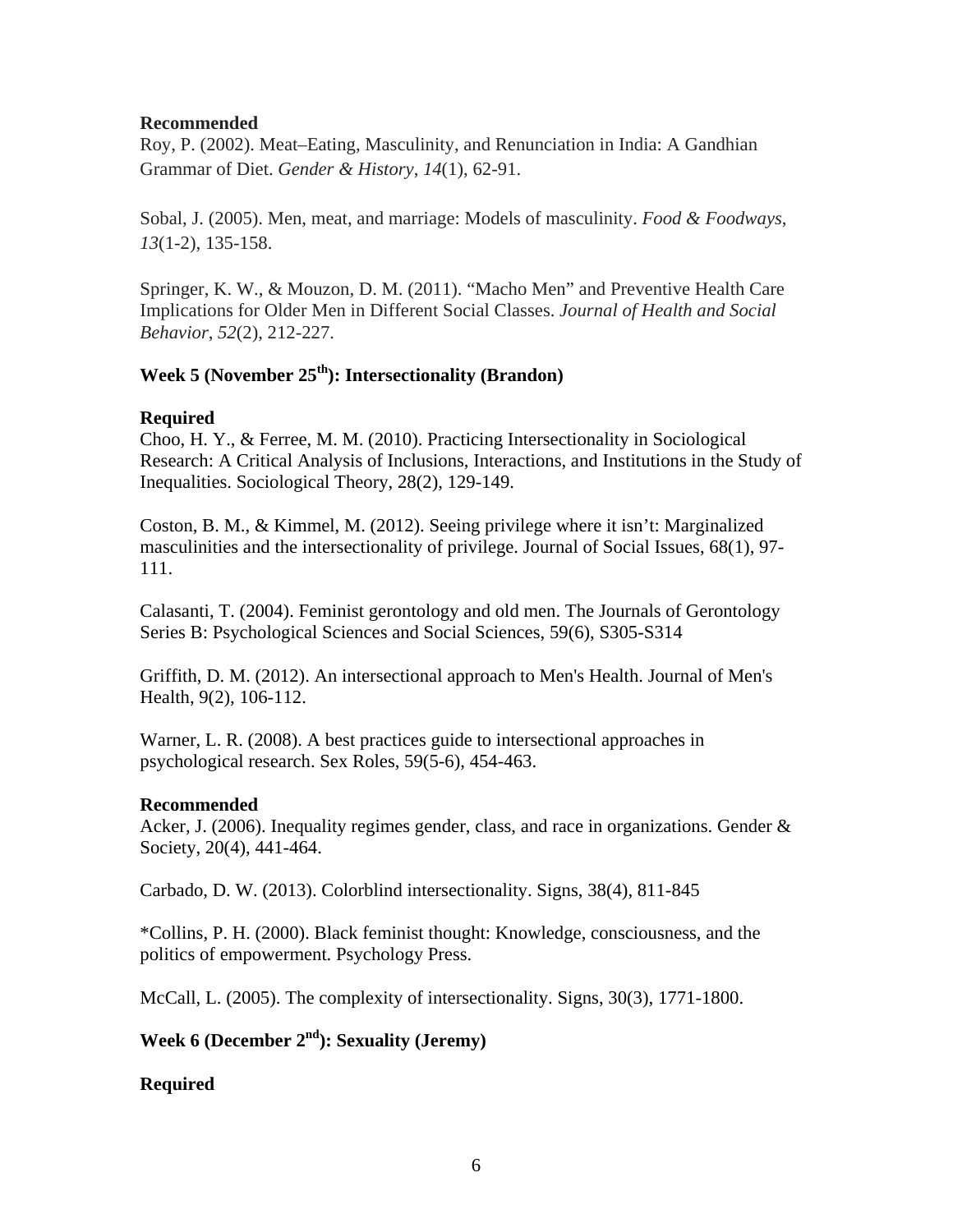**Recommended**

Roy, P. (2002). Meat–Eating, Masculinity, and Renunciation in India: A Gandhian Grammar of Diet. *Gender & History*, *14*(1), 62-91.

Sobal, J. (2005). Men, meat, and marriage: Models of masculinity. *Food & Foodways*, *13*(1-2), 135-158.

Springer, K. W., & Mouzon, D. M. (2011). "Macho Men" and Preventive Health Care Implications for Older Men in Different Social Classes. *Journal of Health and Social Behavior*, *52*(2), 212-227.

## Week 5 (November 25th): Intersectionality (Brandon)

**Required**

Choo, H. Y., & Ferree, M. M. (2010). Practicing Intersectionality in Sociological Research: A Critical Analysis of Inclusions, Interactions, and Institutions in the Study of Inequalities. Sociological Theory, 28(2), 129-149.

Coston, B. M., & Kimmel, M. (2012). Seeing privilege where it isn't: Marginalized masculinities and the intersectionality of privilege. Journal of Social Issues, 68(1), 97-111.

Calasanti, T. (2004). Feminist gerontology and old men. The Journals of Gerontology Series B: Psychological Sciences and Social Sciences, 59(6), S305-S314

Griffith, D. M. (2012). An intersectional approach to Men's Health. Journal of Men's Health, 9(2), 106-112.

Warner, L. R. (2008). A best practices guide to intersectional approaches in psychological research. Sex Roles, 59(5-6), 454-463.

**Recommended**

Acker, J. (2006). Inequality regimes gender, class, and race in organizations. Gender & Society, 20(4), 441-464.

Carbado, D. W. (2013). Colorblind intersectionality. Signs, 38(4), 811-845

*Collins, P. H. (2000). Black feminist thought: Knowledge, consciousness, and the politics of empowerment. Psychology Press.

McCall, L. (2005). The complexity of intersectionality. Signs, 30(3), 1771-1800.

## Week 6 (December 2nd): Sexuality (Jeremy)

**Required**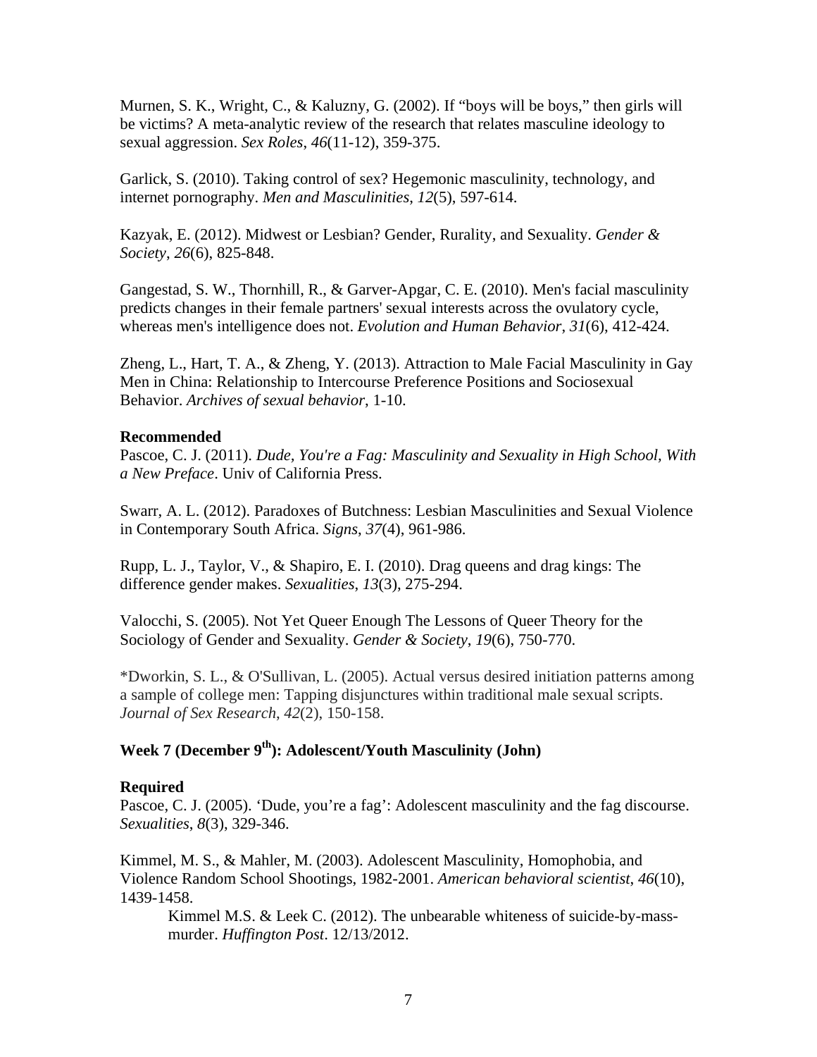Murnen, S. K., Wright, C., & Kaluzny, G. (2002). If "boys will be boys," then girls will be victims? A meta-analytic review of the research that relates masculine ideology to sexual aggression. *Sex Roles*, *46*(11-12), 359-375.

Garlick, S. (2010). Taking control of sex? Hegemonic masculinity, technology, and internet pornography. *Men and Masculinities*, *12*(5), 597-614.

Kazyak, E. (2012). Midwest or Lesbian? Gender, Rurality, and Sexuality. *Gender & Society*, *26*(6), 825-848.

Gangestad, S. W., Thornhill, R., & Garver-Apgar, C. E. (2010). Men's facial masculinity predicts changes in their female partners' sexual interests across the ovulatory cycle, whereas men's intelligence does not. *Evolution and Human Behavior*, *31*(6), 412-424.

Zheng, L., Hart, T. A., & Zheng, Y. (2013). Attraction to Male Facial Masculinity in Gay Men in China: Relationship to Intercourse Preference Positions and Sociosexual Behavior. *Archives of sexual behavior*, 1-10.

**Recommended**

Pascoe, C. J. (2011). *Dude, You're a Fag: Masculinity and Sexuality in High School, With a New Preface*. Univ of California Press.

Swarr, A. L. (2012). Paradoxes of Butchness: Lesbian Masculinities and Sexual Violence in Contemporary South Africa. *Signs*, *37*(4), 961-986.

Rupp, L. J., Taylor, V., & Shapiro, E. I. (2010). Drag queens and drag kings: The difference gender makes. *Sexualities*, *13*(3), 275-294.

Valocchi, S. (2005). Not Yet Queer Enough The Lessons of Queer Theory for the Sociology of Gender and Sexuality. *Gender & Society*, *19*(6), 750-770.

*Dworkin, S. L., & O'Sullivan, L. (2005). Actual versus desired initiation patterns among a sample of college men: Tapping disjunctures within traditional male sexual scripts. *Journal of Sex Research*, *42*(2), 150-158.

## Week 7 (December 9th): Adolescent/Youth Masculinity (John)

**Required**

Pascoe, C. J. (2005). 'Dude, you're a fag': Adolescent masculinity and the fag discourse. *Sexualities*, *8*(3), 329-346.

Kimmel, M. S., & Mahler, M. (2003). Adolescent Masculinity, Homophobia, and Violence Random School Shootings, 1982-2001. *American behavioral scientist*, *46*(10), 1439-1458.

> Kimmel M.S. & Leek C. (2012). The unbearable whiteness of suicide-by-mass-murder. *Huffington Post*. 12/13/2012.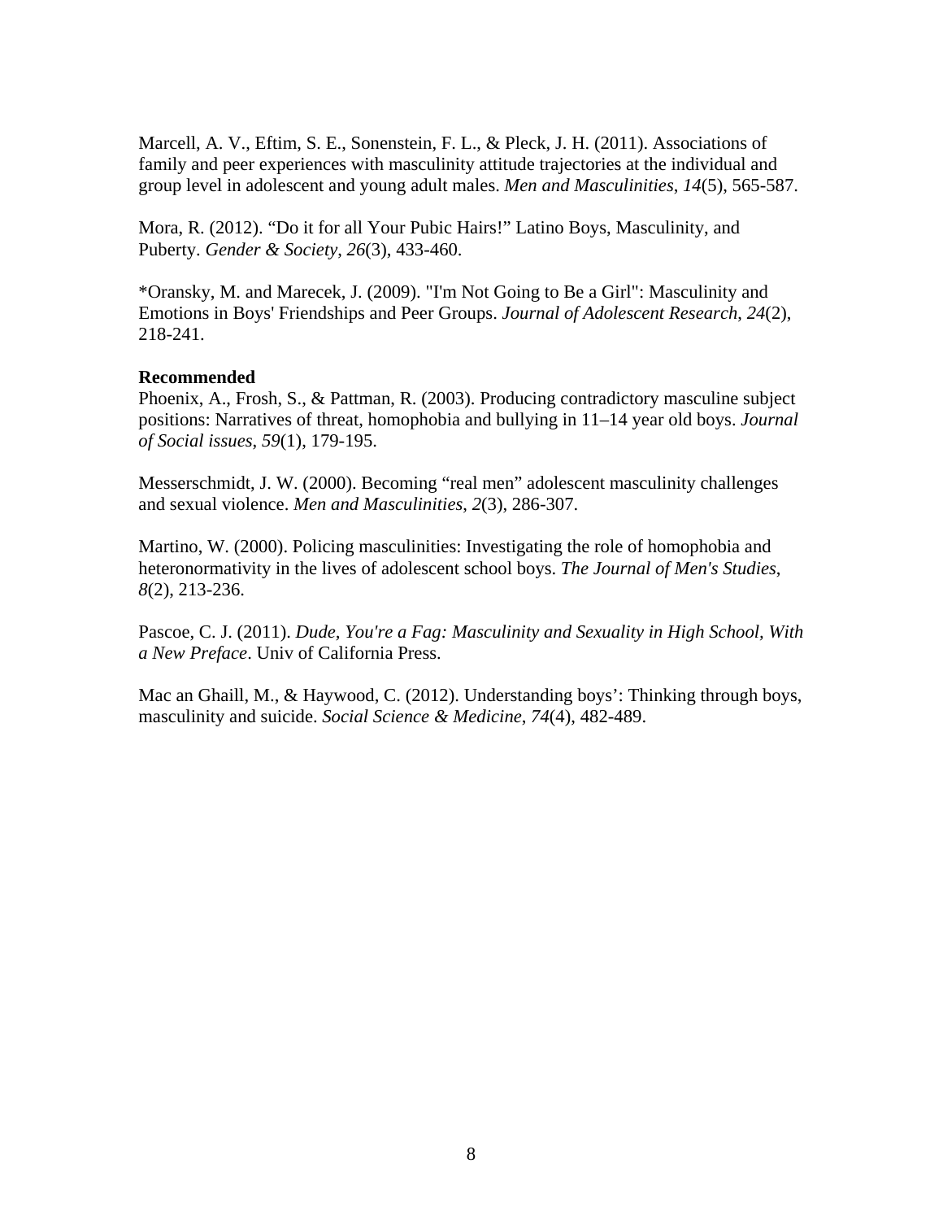Marcell, A. V., Eftim, S. E., Sonenstein, F. L., & Pleck, J. H. (2011). Associations of family and peer experiences with masculinity attitude trajectories at the individual and group level in adolescent and young adult males. *Men and Masculinities*, *14*(5), 565-587.

Mora, R. (2012). "Do it for all Your Pubic Hairs!" Latino Boys, Masculinity, and Puberty. *Gender & Society*, *26*(3), 433-460.

*Oransky, M. and Marecek, J. (2009). "I'm Not Going to Be a Girl": Masculinity and Emotions in Boys' Friendships and Peer Groups. *Journal of Adolescent Research, 24*(2), 218-241.

**Recommended**

Phoenix, A., Frosh, S., & Pattman, R. (2003). Producing contradictory masculine subject positions: Narratives of threat, homophobia and bullying in 11–14 year old boys. *Journal of Social issues*, *59*(1), 179-195.

Messerschmidt, J. W. (2000). Becoming "real men" adolescent masculinity challenges and sexual violence. *Men and Masculinities*, *2*(3), 286-307.

Martino, W. (2000). Policing masculinities: Investigating the role of homophobia and heteronormativity in the lives of adolescent school boys. *The Journal of Men's Studies*, *8*(2), 213-236.

Pascoe, C. J. (2011). *Dude, You're a Fag: Masculinity and Sexuality in High School, With a New Preface*. Univ of California Press.

Mac an Ghaill, M., & Haywood, C. (2012). Understanding boys': Thinking through boys, masculinity and suicide. *Social Science & Medicine*, *74*(4), 482-489.